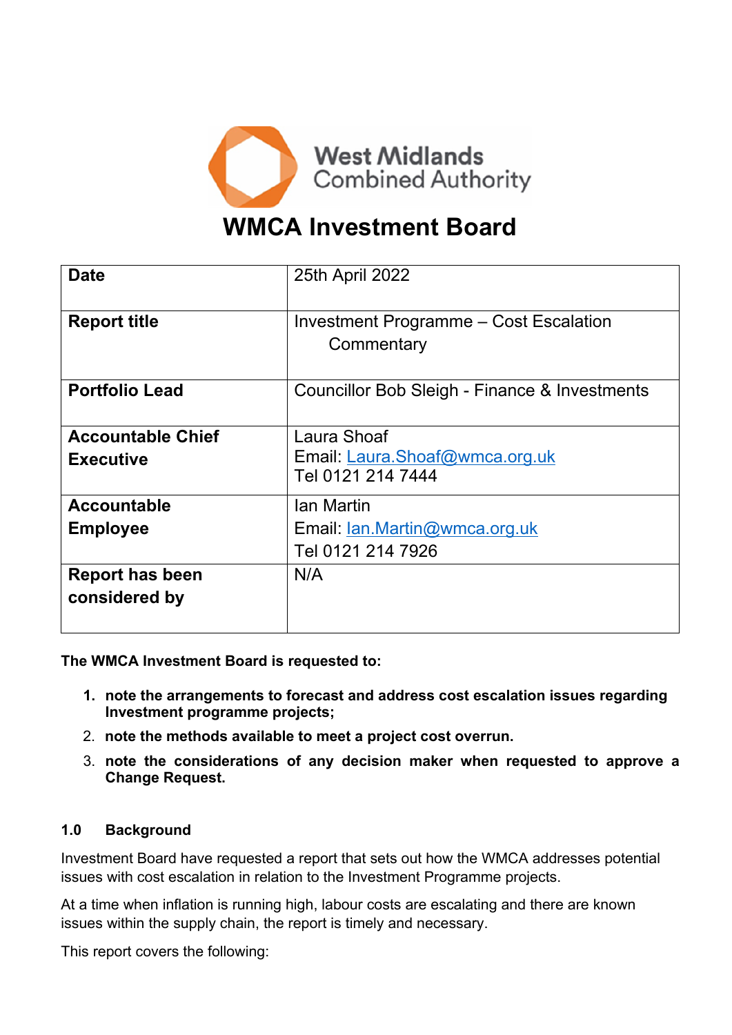West Midlands Combined Authority

# WMCA Investment Board

| Date | 25th April 2022 |
|---|---|
| Report title | Investment Programme – Cost Escalation Commentary |
| Portfolio Lead | Councillor Bob Sleigh - Finance & Investments |
| Accountable Chief Executive | Laura Shoaf<br>Email: Laura.Shoaf@wmca.org.uk<br>Tel 0121 214 7444 |
| Accountable Employee | Ian Martin<br>Email: Ian.Martin@wmca.org.uk<br>Tel 0121 214 7926 |
| Report has been considered by | N/A |

**The WMCA Investment Board is requested to:**

1. **note the arrangements to forecast and address cost escalation issues regarding Investment programme projects;**
2. **note the methods available to meet a project cost overrun.**
3. **note the considerations of any decision maker when requested to approve a Change Request.**

## 1.0 Background

Investment Board have requested a report that sets out how the WMCA addresses potential issues with cost escalation in relation to the Investment Programme projects.

At a time when inflation is running high, labour costs are escalating and there are known issues within the supply chain, the report is timely and necessary.

This report covers the following: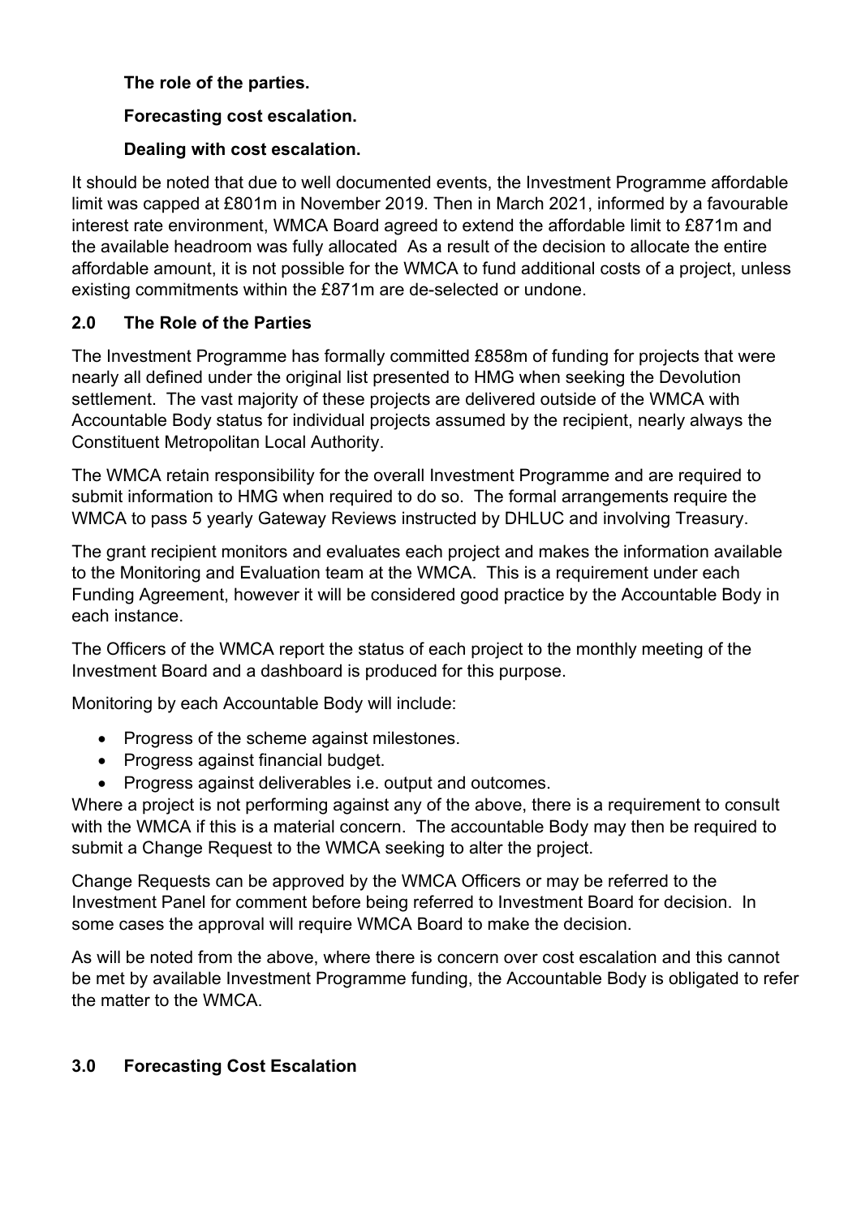**The role of the parties.**

**Forecasting cost escalation.**

**Dealing with cost escalation.**

It should be noted that due to well documented events, the Investment Programme affordable limit was capped at £801m in November 2019. Then in March 2021, informed by a favourable interest rate environment, WMCA Board agreed to extend the affordable limit to £871m and the available headroom was fully allocated  As a result of the decision to allocate the entire affordable amount, it is not possible for the WMCA to fund additional costs of a project, unless existing commitments within the £871m are de-selected or undone.

## 2.0 The Role of the Parties

The Investment Programme has formally committed £858m of funding for projects that were nearly all defined under the original list presented to HMG when seeking the Devolution settlement. The vast majority of these projects are delivered outside of the WMCA with Accountable Body status for individual projects assumed by the recipient, nearly always the Constituent Metropolitan Local Authority.

The WMCA retain responsibility for the overall Investment Programme and are required to submit information to HMG when required to do so. The formal arrangements require the WMCA to pass 5 yearly Gateway Reviews instructed by DHLUC and involving Treasury.

The grant recipient monitors and evaluates each project and makes the information available to the Monitoring and Evaluation team at the WMCA. This is a requirement under each Funding Agreement, however it will be considered good practice by the Accountable Body in each instance.

The Officers of the WMCA report the status of each project to the monthly meeting of the Investment Board and a dashboard is produced for this purpose.

Monitoring by each Accountable Body will include:

- Progress of the scheme against milestones.
- Progress against financial budget.
- Progress against deliverables i.e. output and outcomes.

Where a project is not performing against any of the above, there is a requirement to consult with the WMCA if this is a material concern. The accountable Body may then be required to submit a Change Request to the WMCA seeking to alter the project.

Change Requests can be approved by the WMCA Officers or may be referred to the Investment Panel for comment before being referred to Investment Board for decision. In some cases the approval will require WMCA Board to make the decision.

As will be noted from the above, where there is concern over cost escalation and this cannot be met by available Investment Programme funding, the Accountable Body is obligated to refer the matter to the WMCA.

## 3.0 Forecasting Cost Escalation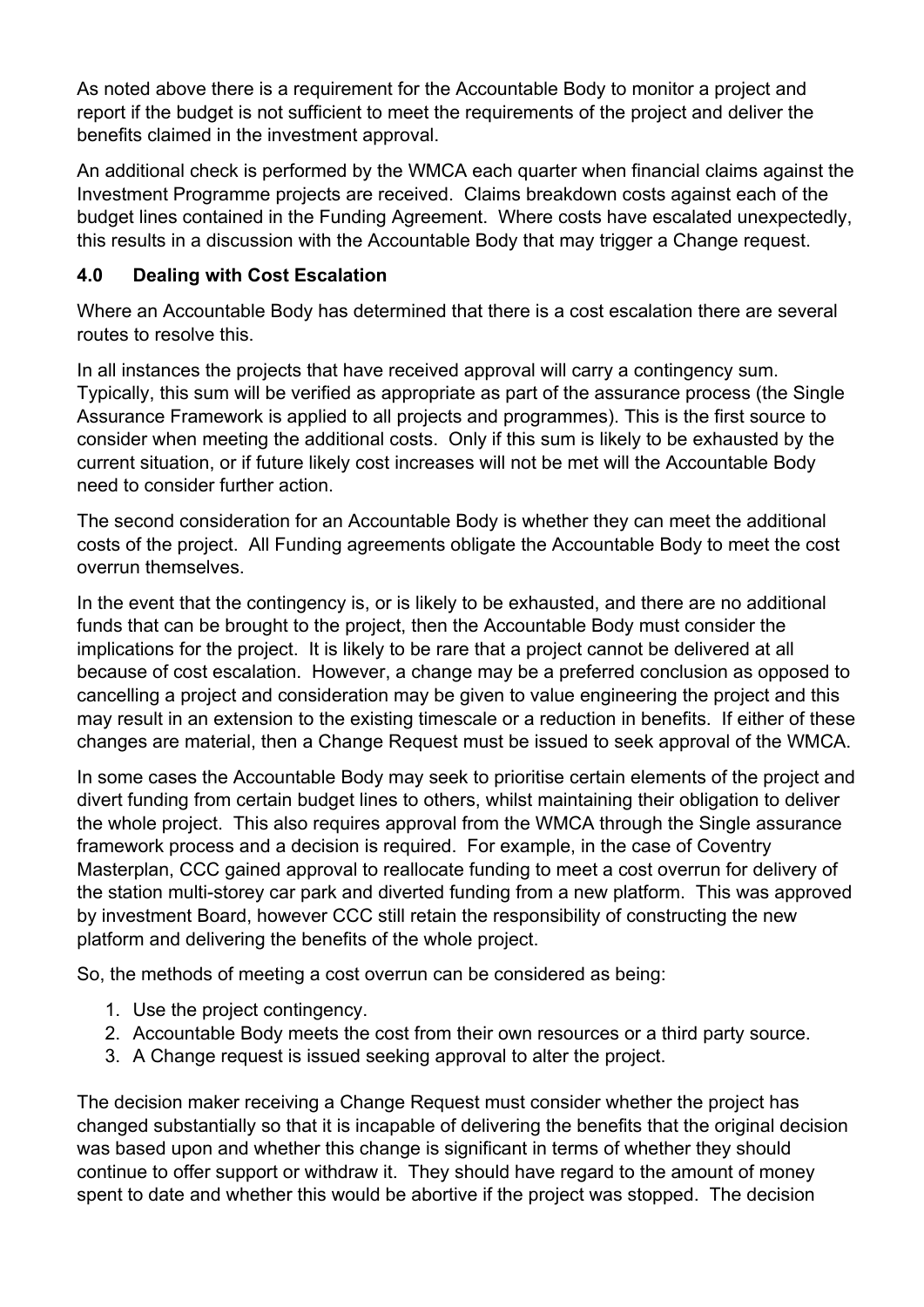As noted above there is a requirement for the Accountable Body to monitor a project and report if the budget is not sufficient to meet the requirements of the project and deliver the benefits claimed in the investment approval.

An additional check is performed by the WMCA each quarter when financial claims against the Investment Programme projects are received. Claims breakdown costs against each of the budget lines contained in the Funding Agreement. Where costs have escalated unexpectedly, this results in a discussion with the Accountable Body that may trigger a Change request.

## 4.0 Dealing with Cost Escalation

Where an Accountable Body has determined that there is a cost escalation there are several routes to resolve this.

In all instances the projects that have received approval will carry a contingency sum. Typically, this sum will be verified as appropriate as part of the assurance process (the Single Assurance Framework is applied to all projects and programmes). This is the first source to consider when meeting the additional costs. Only if this sum is likely to be exhausted by the current situation, or if future likely cost increases will not be met will the Accountable Body need to consider further action.

The second consideration for an Accountable Body is whether they can meet the additional costs of the project. All Funding agreements obligate the Accountable Body to meet the cost overrun themselves.

In the event that the contingency is, or is likely to be exhausted, and there are no additional funds that can be brought to the project, then the Accountable Body must consider the implications for the project. It is likely to be rare that a project cannot be delivered at all because of cost escalation. However, a change may be a preferred conclusion as opposed to cancelling a project and consideration may be given to value engineering the project and this may result in an extension to the existing timescale or a reduction in benefits. If either of these changes are material, then a Change Request must be issued to seek approval of the WMCA.

In some cases the Accountable Body may seek to prioritise certain elements of the project and divert funding from certain budget lines to others, whilst maintaining their obligation to deliver the whole project. This also requires approval from the WMCA through the Single assurance framework process and a decision is required. For example, in the case of Coventry Masterplan, CCC gained approval to reallocate funding to meet a cost overrun for delivery of the station multi-storey car park and diverted funding from a new platform. This was approved by investment Board, however CCC still retain the responsibility of constructing the new platform and delivering the benefits of the whole project.

So, the methods of meeting a cost overrun can be considered as being:

1. Use the project contingency.
2. Accountable Body meets the cost from their own resources or a third party source.
3. A Change request is issued seeking approval to alter the project.

The decision maker receiving a Change Request must consider whether the project has changed substantially so that it is incapable of delivering the benefits that the original decision was based upon and whether this change is significant in terms of whether they should continue to offer support or withdraw it. They should have regard to the amount of money spent to date and whether this would be abortive if the project was stopped. The decision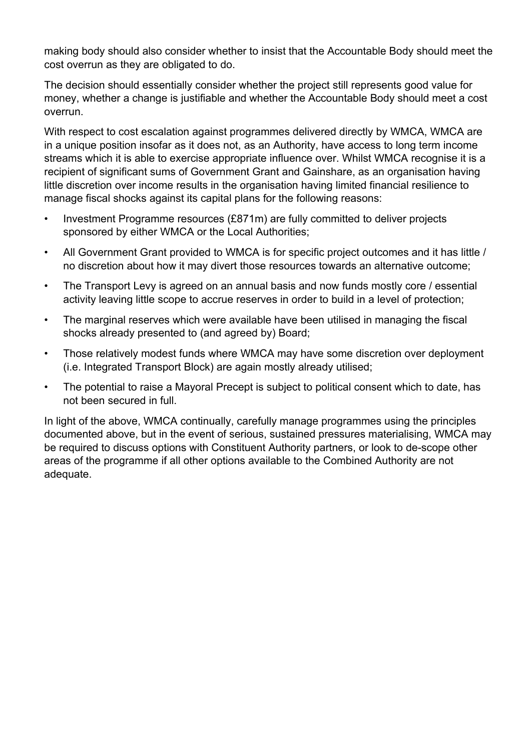making body should also consider whether to insist that the Accountable Body should meet the cost overrun as they are obligated to do.

The decision should essentially consider whether the project still represents good value for money, whether a change is justifiable and whether the Accountable Body should meet a cost overrun.

With respect to cost escalation against programmes delivered directly by WMCA, WMCA are in a unique position insofar as it does not, as an Authority, have access to long term income streams which it is able to exercise appropriate influence over. Whilst WMCA recognise it is a recipient of significant sums of Government Grant and Gainshare, as an organisation having little discretion over income results in the organisation having limited financial resilience to manage fiscal shocks against its capital plans for the following reasons:

- Investment Programme resources (£871m) are fully committed to deliver projects sponsored by either WMCA or the Local Authorities;
- All Government Grant provided to WMCA is for specific project outcomes and it has little / no discretion about how it may divert those resources towards an alternative outcome;
- The Transport Levy is agreed on an annual basis and now funds mostly core / essential activity leaving little scope to accrue reserves in order to build in a level of protection;
- The marginal reserves which were available have been utilised in managing the fiscal shocks already presented to (and agreed by) Board;
- Those relatively modest funds where WMCA may have some discretion over deployment (i.e. Integrated Transport Block) are again mostly already utilised;
- The potential to raise a Mayoral Precept is subject to political consent which to date, has not been secured in full.

In light of the above, WMCA continually, carefully manage programmes using the principles documented above, but in the event of serious, sustained pressures materialising, WMCA may be required to discuss options with Constituent Authority partners, or look to de-scope other areas of the programme if all other options available to the Combined Authority are not adequate.